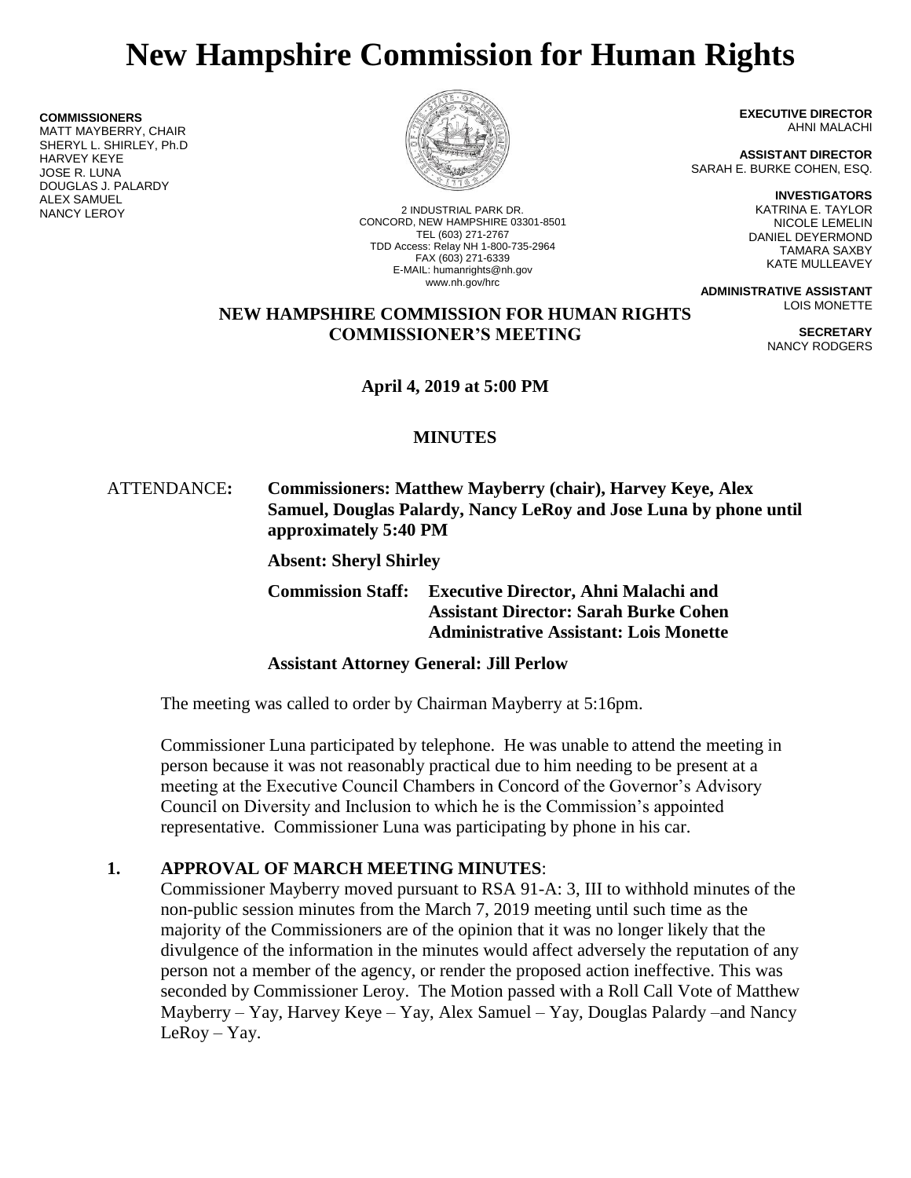# New Hampshire Commission for Human Rights

**COMMISSIONERS**
MATT MAYBERRY, CHAIR
SHERYL L. SHIRLEY, Ph.D
HARVEY KEYE
JOSE R. LUNA
DOUGLAS J. PALARDY
ALEX SAMUEL
NANCY LEROY

2 INDUSTRIAL PARK DR.
CONCORD, NEW HAMPSHIRE 03301-8501
TEL (603) 271-2767
TDD Access: Relay NH 1-800-735-2964
FAX (603) 271-6339
E-MAIL: humanrights@nh.gov
www.nh.gov/hrc

**EXECUTIVE DIRECTOR**
AHNI MALACHI

**ASSISTANT DIRECTOR**
SARAH E. BURKE COHEN, ESQ.

**INVESTIGATORS**
KATRINA E. TAYLOR
NICOLE LEMELIN
DANIEL DEYERMOND
TAMARA SAXBY
KATE MULLEAVEY

**ADMINISTRATIVE ASSISTANT**
LOIS MONETTE

**SECRETARY**
NANCY RODGERS

**NEW HAMPSHIRE COMMISSION FOR HUMAN RIGHTS**
**COMMISSIONER'S MEETING**

**April 4, 2019 at 5:00 PM**

**MINUTES**

ATTENDANCE: **Commissioners: Matthew Mayberry (chair), Harvey Keye, Alex Samuel, Douglas Palardy, Nancy LeRoy and Jose Luna by phone until approximately 5:40 PM**

**Absent: Sheryl Shirley**

**Commission Staff: Executive Director, Ahni Malachi and Assistant Director: Sarah Burke Cohen Administrative Assistant: Lois Monette**

**Assistant Attorney General: Jill Perlow**

The meeting was called to order by Chairman Mayberry at 5:16pm.

Commissioner Luna participated by telephone. He was unable to attend the meeting in person because it was not reasonably practical due to him needing to be present at a meeting at the Executive Council Chambers in Concord of the Governor's Advisory Council on Diversity and Inclusion to which he is the Commission's appointed representative. Commissioner Luna was participating by phone in his car.

## 1. APPROVAL OF MARCH MEETING MINUTES:

Commissioner Mayberry moved pursuant to RSA 91-A: 3, III to withhold minutes of the non-public session minutes from the March 7, 2019 meeting until such time as the majority of the Commissioners are of the opinion that it was no longer likely that the divulgence of the information in the minutes would affect adversely the reputation of any person not a member of the agency, or render the proposed action ineffective. This was seconded by Commissioner Leroy. The Motion passed with a Roll Call Vote of Matthew Mayberry – Yay, Harvey Keye – Yay, Alex Samuel – Yay, Douglas Palardy –and Nancy LeRoy – Yay.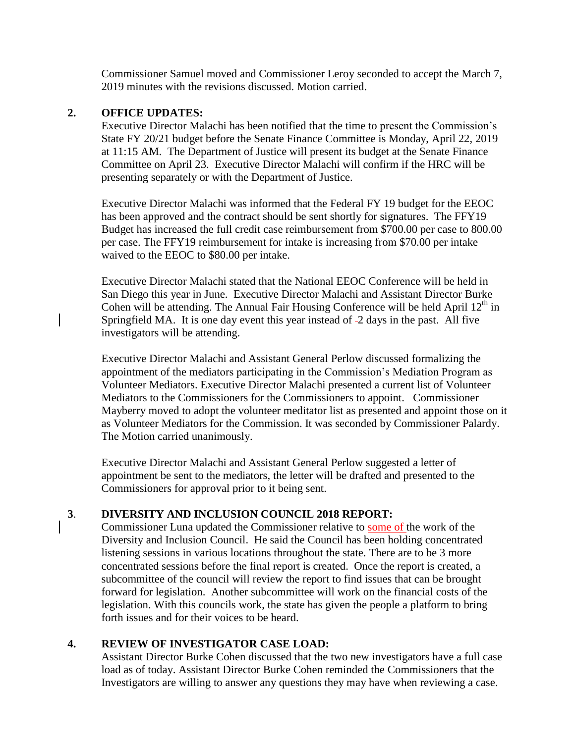Commissioner Samuel moved and Commissioner Leroy seconded to accept the March 7, 2019 minutes with the revisions discussed. Motion carried.

**2. OFFICE UPDATES:**

Executive Director Malachi has been notified that the time to present the Commission's State FY 20/21 budget before the Senate Finance Committee is Monday, April 22, 2019 at 11:15 AM. The Department of Justice will present its budget at the Senate Finance Committee on April 23. Executive Director Malachi will confirm if the HRC will be presenting separately or with the Department of Justice.

Executive Director Malachi was informed that the Federal FY 19 budget for the EEOC has been approved and the contract should be sent shortly for signatures. The FFY19 Budget has increased the full credit case reimbursement from $700.00 per case to 800.00 per case. The FFY19 reimbursement for intake is increasing from $70.00 per intake waived to the EEOC to $80.00 per intake.

Executive Director Malachi stated that the National EEOC Conference will be held in San Diego this year in June. Executive Director Malachi and Assistant Director Burke Cohen will be attending. The Annual Fair Housing Conference will be held April 12th in Springfield MA. It is one day event this year instead of 2 days in the past. All five investigators will be attending.

Executive Director Malachi and Assistant General Perlow discussed formalizing the appointment of the mediators participating in the Commission's Mediation Program as Volunteer Mediators. Executive Director Malachi presented a current list of Volunteer Mediators to the Commissioners for the Commissioners to appoint. Commissioner Mayberry moved to adopt the volunteer meditator list as presented and appoint those on it as Volunteer Mediators for the Commission. It was seconded by Commissioner Palardy. The Motion carried unanimously.

Executive Director Malachi and Assistant General Perlow suggested a letter of appointment be sent to the mediators, the letter will be drafted and presented to the Commissioners for approval prior to it being sent.

**3. DIVERSITY AND INCLUSION COUNCIL 2018 REPORT:**

Commissioner Luna updated the Commissioner relative to some of the work of the Diversity and Inclusion Council. He said the Council has been holding concentrated listening sessions in various locations throughout the state. There are to be 3 more concentrated sessions before the final report is created. Once the report is created, a subcommittee of the council will review the report to find issues that can be brought forward for legislation. Another subcommittee will work on the financial costs of the legislation. With this councils work, the state has given the people a platform to bring forth issues and for their voices to be heard.

**4. REVIEW OF INVESTIGATOR CASE LOAD:**

Assistant Director Burke Cohen discussed that the two new investigators have a full case load as of today. Assistant Director Burke Cohen reminded the Commissioners that the Investigators are willing to answer any questions they may have when reviewing a case.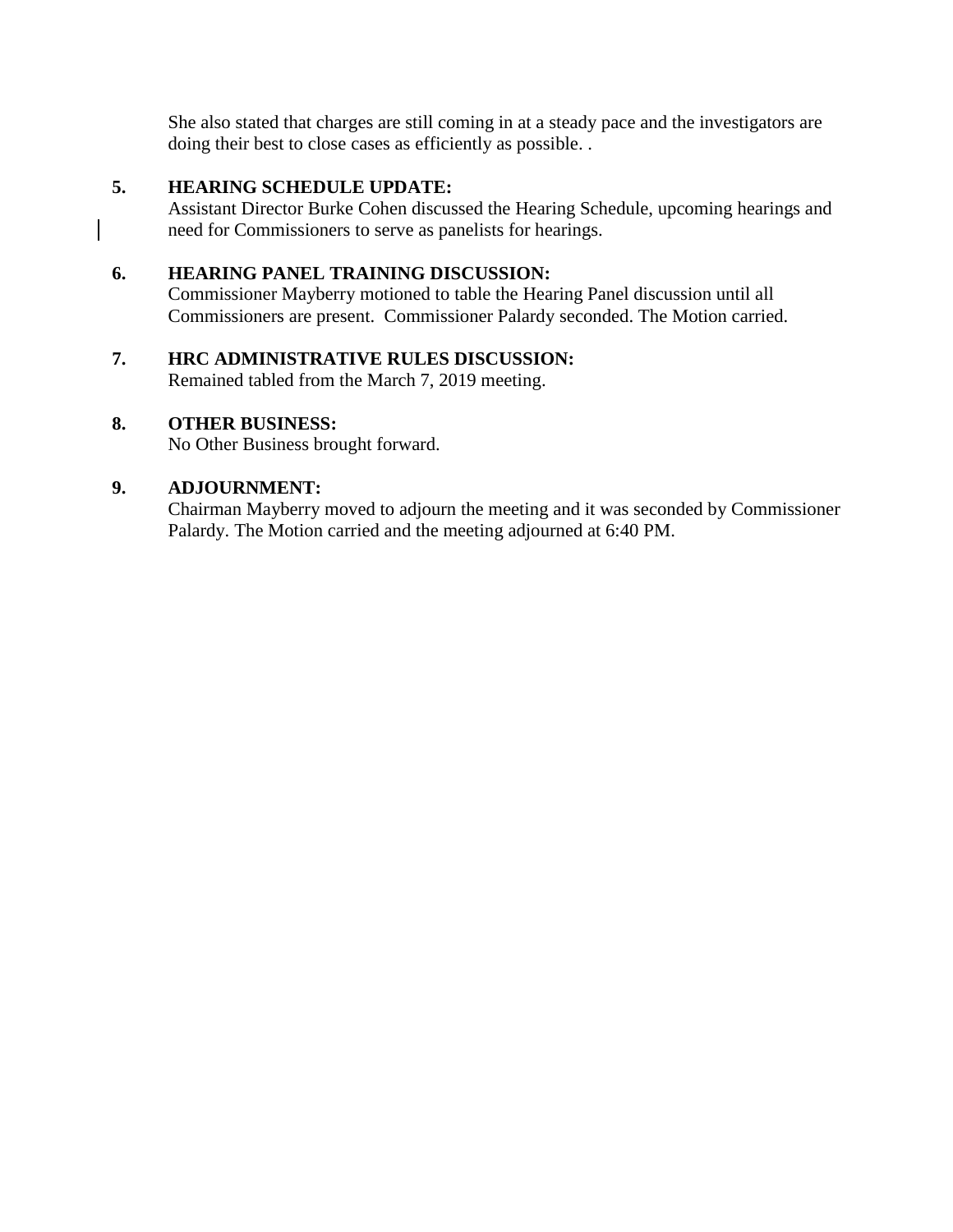She also stated that charges are still coming in at a steady pace and the investigators are doing their best to close cases as efficiently as possible. .

**5. HEARING SCHEDULE UPDATE:**
Assistant Director Burke Cohen discussed the Hearing Schedule, upcoming hearings and need for Commissioners to serve as panelists for hearings.

**6. HEARING PANEL TRAINING DISCUSSION:**
Commissioner Mayberry motioned to table the Hearing Panel discussion until all Commissioners are present. Commissioner Palardy seconded. The Motion carried.

**7. HRC ADMINISTRATIVE RULES DISCUSSION:**
Remained tabled from the March 7, 2019 meeting.

**8. OTHER BUSINESS:**
No Other Business brought forward.

**9. ADJOURNMENT:**
Chairman Mayberry moved to adjourn the meeting and it was seconded by Commissioner Palardy. The Motion carried and the meeting adjourned at 6:40 PM.